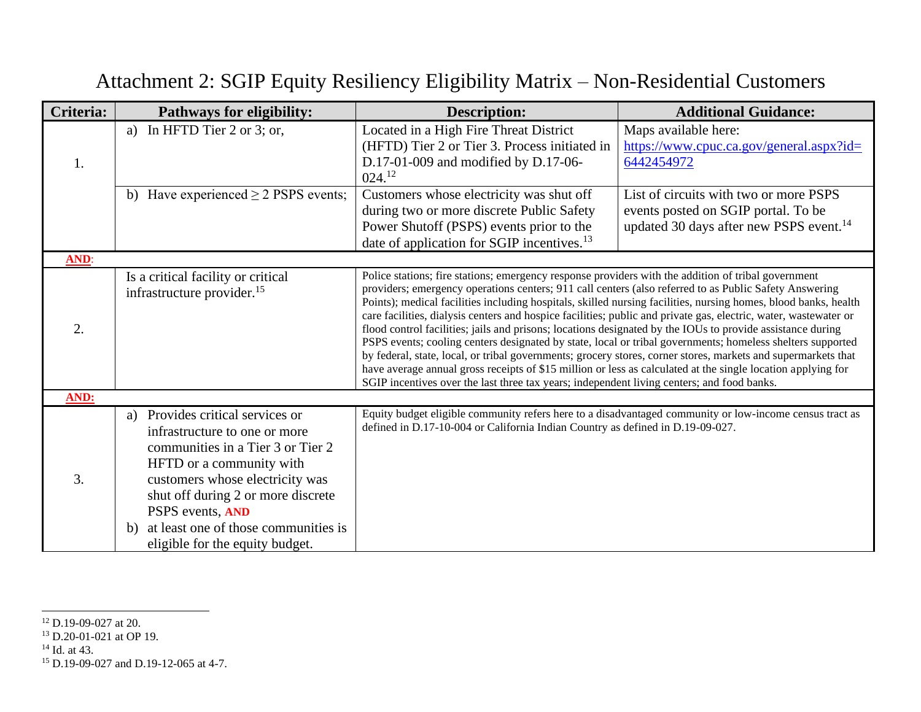# Attachment 2: SGIP Equity Resiliency Eligibility Matrix – Non-Residential Customers

| Criteria: | Pathways for eligibility: | Description: | Additional Guidance: |
|---|---|---|---|
| 1. | a) In HFTD Tier 2 or 3; or, | Located in a High Fire Threat District (HFTD) Tier 2 or Tier 3. Process initiated in D.17-01-009 and modified by D.17-06-024.[12] | Maps available here: https://www.cpuc.ca.gov/general.aspx?id=6442454972 |
| | b) Have experienced ≥ 2 PSPS events; | Customers whose electricity was shut off during two or more discrete Public Safety Power Shutoff (PSPS) events prior to the date of application for SGIP incentives.[13] | List of circuits with two or more PSPS events posted on SGIP portal. To be updated 30 days after new PSPS event.[14] |
| **AND**: | | | |
| 2. | Is a critical facility or critical infrastructure provider.[15] | Police stations; fire stations; emergency response providers with the addition of tribal government providers; emergency operations centers; 911 call centers (also referred to as Public Safety Answering Points); medical facilities including hospitals, skilled nursing facilities, nursing homes, blood banks, health care facilities, dialysis centers and hospice facilities; public and private gas, electric, water, wastewater or flood control facilities; jails and prisons; locations designated by the IOUs to provide assistance during PSPS events; cooling centers designated by state, local or tribal governments; homeless shelters supported by federal, state, local, or tribal governments; grocery stores, corner stores, markets and supermarkets that have average annual gross receipts of $15 million or less as calculated at the single location applying for SGIP incentives over the last three tax years; independent living centers; and food banks. | |
| **AND:** | | | |
| 3. | a) Provides critical services or infrastructure to one or more communities in a Tier 3 or Tier 2 HFTD or a community with customers whose electricity was shut off during 2 or more discrete PSPS events, **AND** b) at least one of those communities is eligible for the equity budget. | Equity budget eligible community refers here to a disadvantaged community or low-income census tract as defined in D.17-10-004 or California Indian Country as defined in D.19-09-027. | |

[12] D.19-09-027 at 20.
[13] D.20-01-021 at OP 19.
[14] Id. at 43.
[15] D.19-09-027 and D.19-12-065 at 4-7.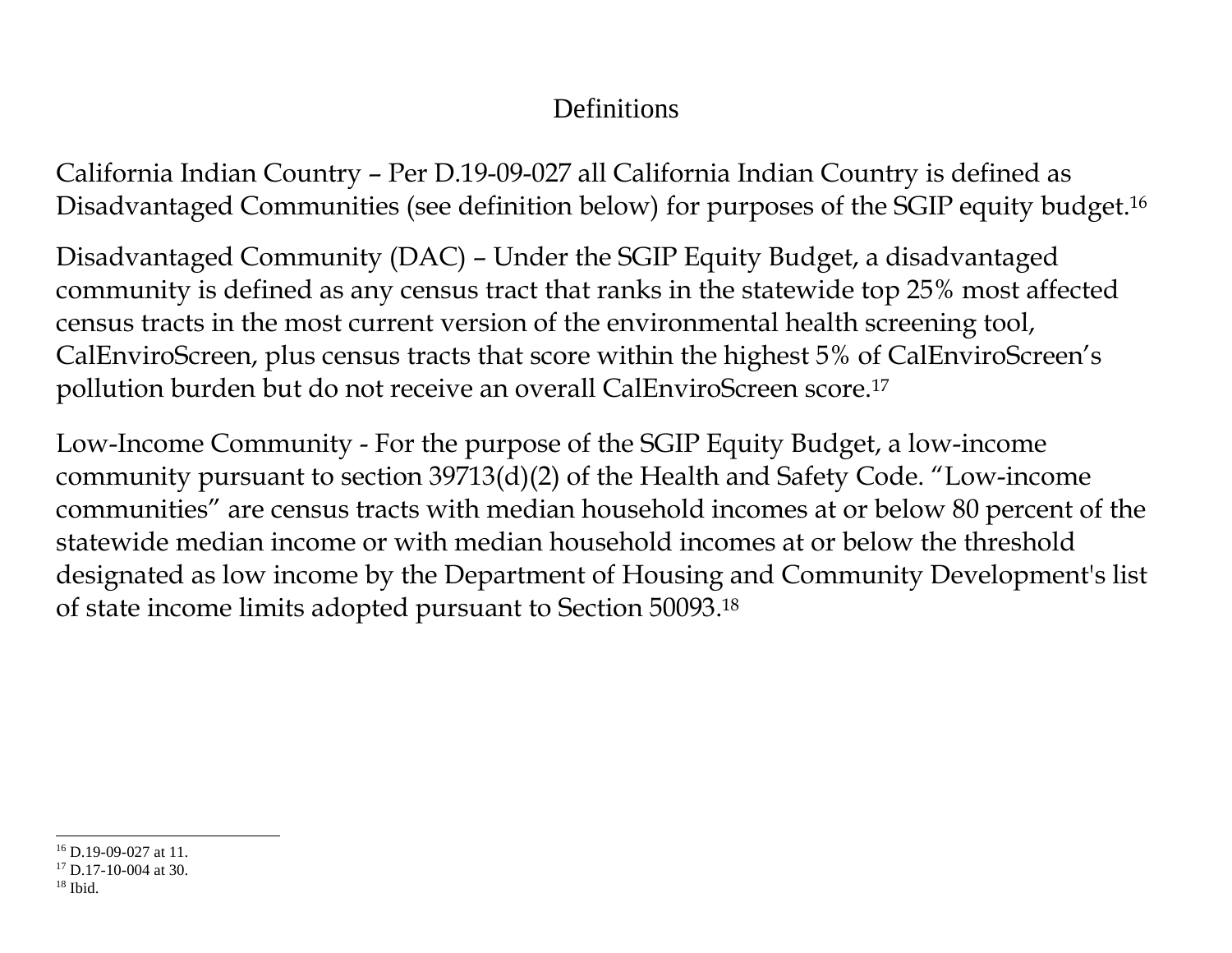# Definitions

California Indian Country – Per D.19-09-027 all California Indian Country is defined as Disadvantaged Communities (see definition below) for purposes of the SGIP equity budget.[16]

Disadvantaged Community (DAC) – Under the SGIP Equity Budget, a disadvantaged community is defined as any census tract that ranks in the statewide top 25% most affected census tracts in the most current version of the environmental health screening tool, CalEnviroScreen, plus census tracts that score within the highest 5% of CalEnviroScreen's pollution burden but do not receive an overall CalEnviroScreen score.[17]

Low-Income Community - For the purpose of the SGIP Equity Budget, a low-income community pursuant to section 39713(d)(2) of the Health and Safety Code. "Low-income communities" are census tracts with median household incomes at or below 80 percent of the statewide median income or with median household incomes at or below the threshold designated as low income by the Department of Housing and Community Development's list of state income limits adopted pursuant to Section 50093.[18]

---

[16] D.19-09-027 at 11.
[17] D.17-10-004 at 30.
[18] Ibid.